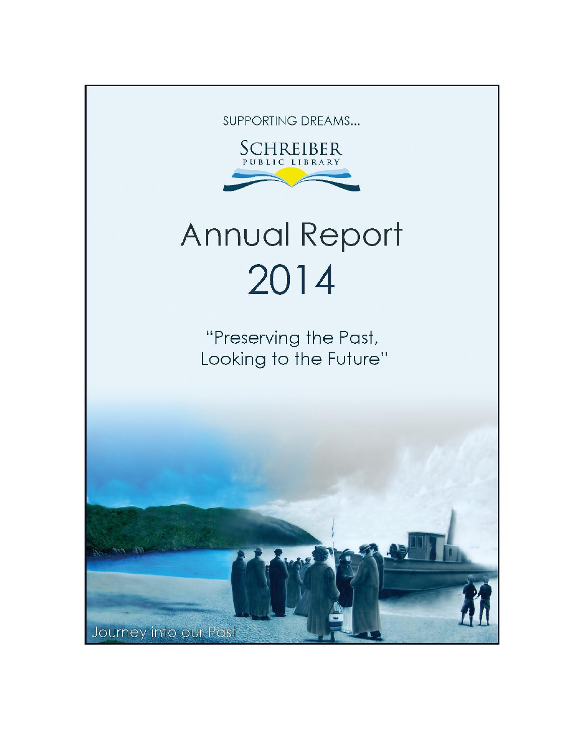SUPPORTING DREAMS...

SCHREIBER
PUBLIC LIBRARY

# Annual Report 2014

"Preserving the Past,
Looking to the Future"

Journey into our Past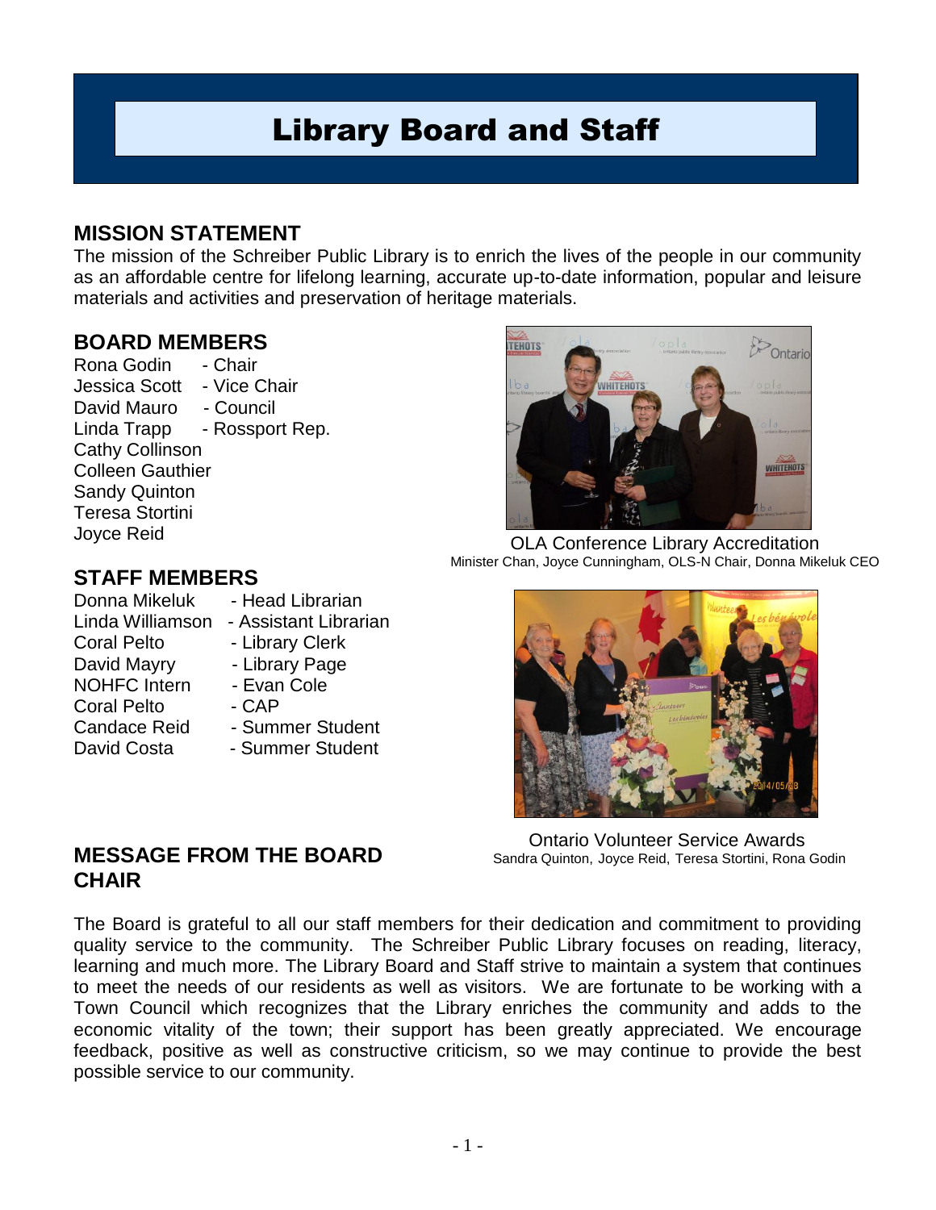# Library Board and Staff

## MISSION STATEMENT

The mission of the Schreiber Public Library is to enrich the lives of the people in our community as an affordable centre for lifelong learning, accurate up-to-date information, popular and leisure materials and activities and preservation of heritage materials.

## BOARD MEMBERS

Rona Godin - Chair
Jessica Scott - Vice Chair
David Mauro - Council
Linda Trapp - Rossport Rep.
Cathy Collinson
Colleen Gauthier
Sandy Quinton
Teresa Stortini
Joyce Reid

OLA Conference Library Accreditation
Minister Chan, Joyce Cunningham, OLS-N Chair, Donna Mikeluk CEO

## STAFF MEMBERS

Donna Mikeluk - Head Librarian
Linda Williamson - Assistant Librarian
Coral Pelto - Library Clerk
David Mayry - Library Page
NOHFC Intern - Evan Cole
Coral Pelto - CAP
Candace Reid - Summer Student
David Costa - Summer Student

Ontario Volunteer Service Awards
Sandra Quinton, Joyce Reid, Teresa Stortini, Rona Godin

## MESSAGE FROM THE BOARD CHAIR

The Board is grateful to all our staff members for their dedication and commitment to providing quality service to the community. The Schreiber Public Library focuses on reading, literacy, learning and much more. The Library Board and Staff strive to maintain a system that continues to meet the needs of our residents as well as visitors. We are fortunate to be working with a Town Council which recognizes that the Library enriches the community and adds to the economic vitality of the town; their support has been greatly appreciated. We encourage feedback, positive as well as constructive criticism, so we may continue to provide the best possible service to our community.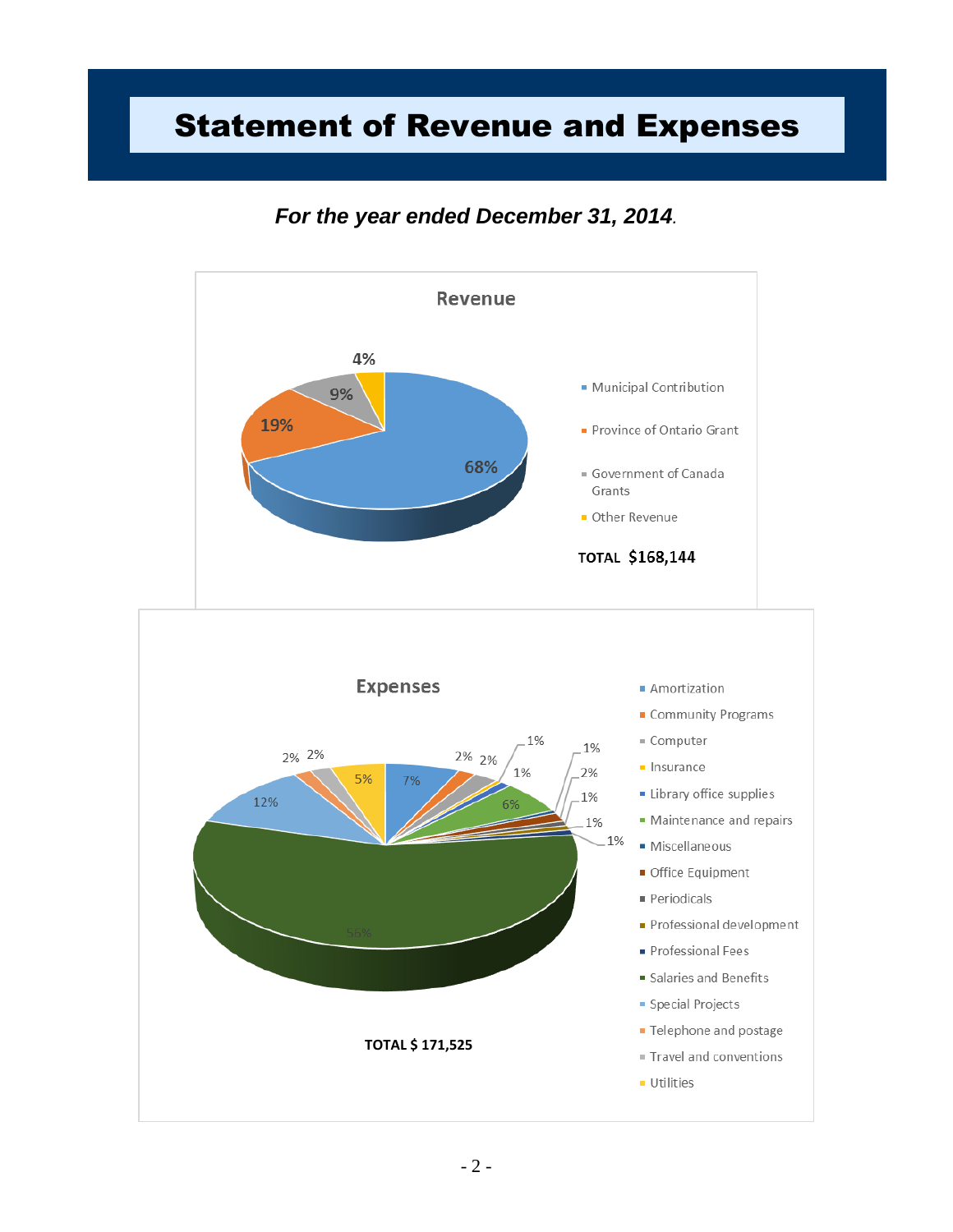# Statement of Revenue and Expenses

***For the year ended December 31, 2014.***

## Revenue

- Municipal Contribution: 68%
- Province of Ontario Grant: 19%
- Government of Canada Grants: 9%
- Other Revenue: 4%

**TOTAL $168,144**

## Expenses

- Amortization: 7%
- Community Programs: 2%
- Computer: 2%
- Insurance: 1%
- Library office supplies: 1%
- Maintenance and repairs: 6%
- Miscellaneous: 1%
- Office Equipment: 2%
- Periodicals: 1%
- Professional development: 1%
- Professional Fees: 1%
- Salaries and Benefits: 56%
- Special Projects: 12%
- Telephone and postage: 2%
- Travel and conventions: 2%
- Utilities: 5%

**TOTAL $ 171,525**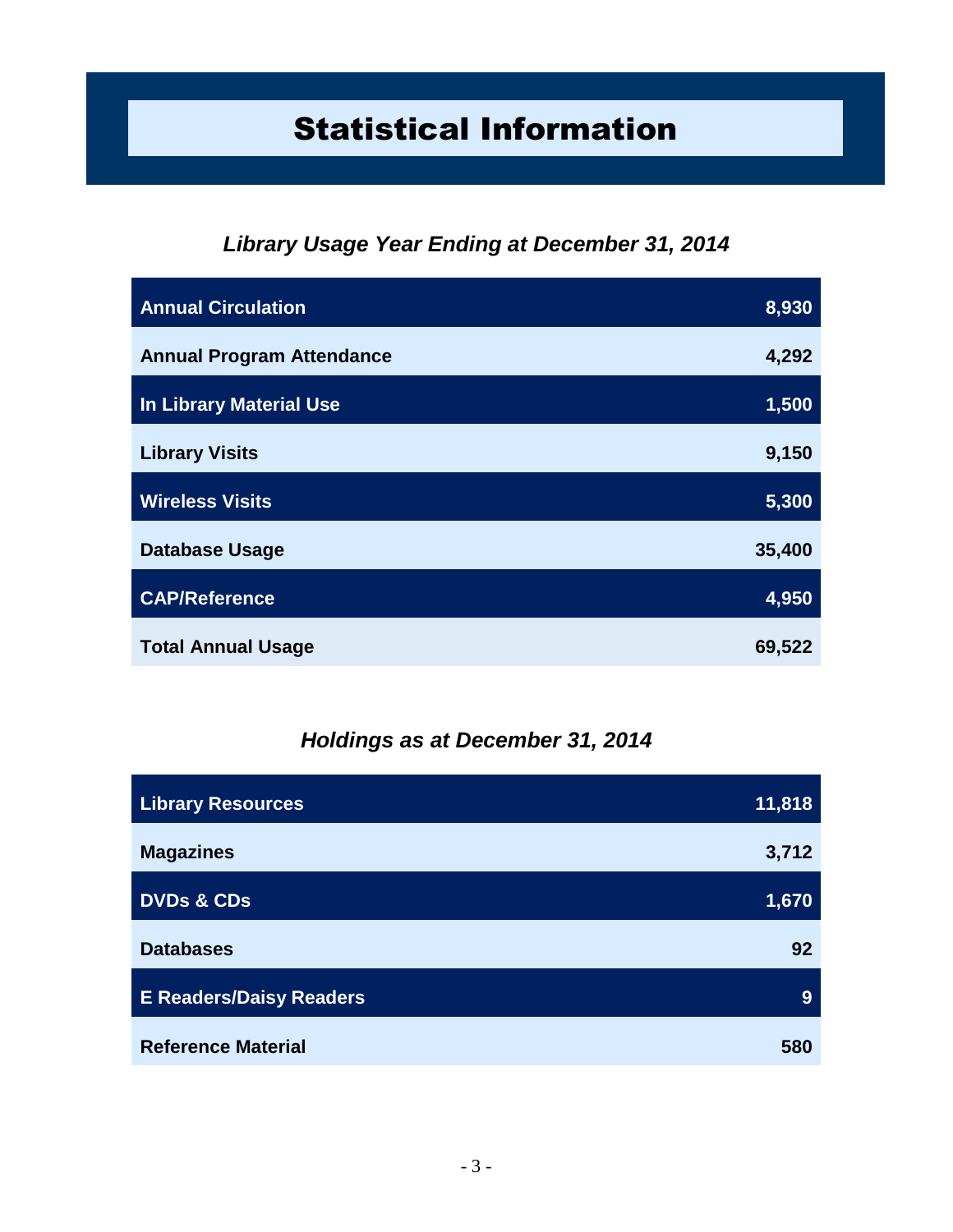# Statistical Information

### *Library Usage Year Ending at December 31, 2014*

| Category | Value |
|---|---|
| **Annual Circulation** | **8,930** |
| **Annual Program Attendance** | **4,292** |
| **In Library Material Use** | **1,500** |
| **Library Visits** | **9,150** |
| **Wireless Visits** | **5,300** |
| **Database Usage** | **35,400** |
| **CAP/Reference** | **4,950** |
| **Total Annual Usage** | **69,522** |

### *Holdings as at December 31, 2014*

| Category | Value |
|---|---|
| **Library Resources** | **11,818** |
| **Magazines** | **3,712** |
| **DVDs & CDs** | **1,670** |
| **Databases** | **92** |
| **E Readers/Daisy Readers** | **9** |
| **Reference Material** | **580** |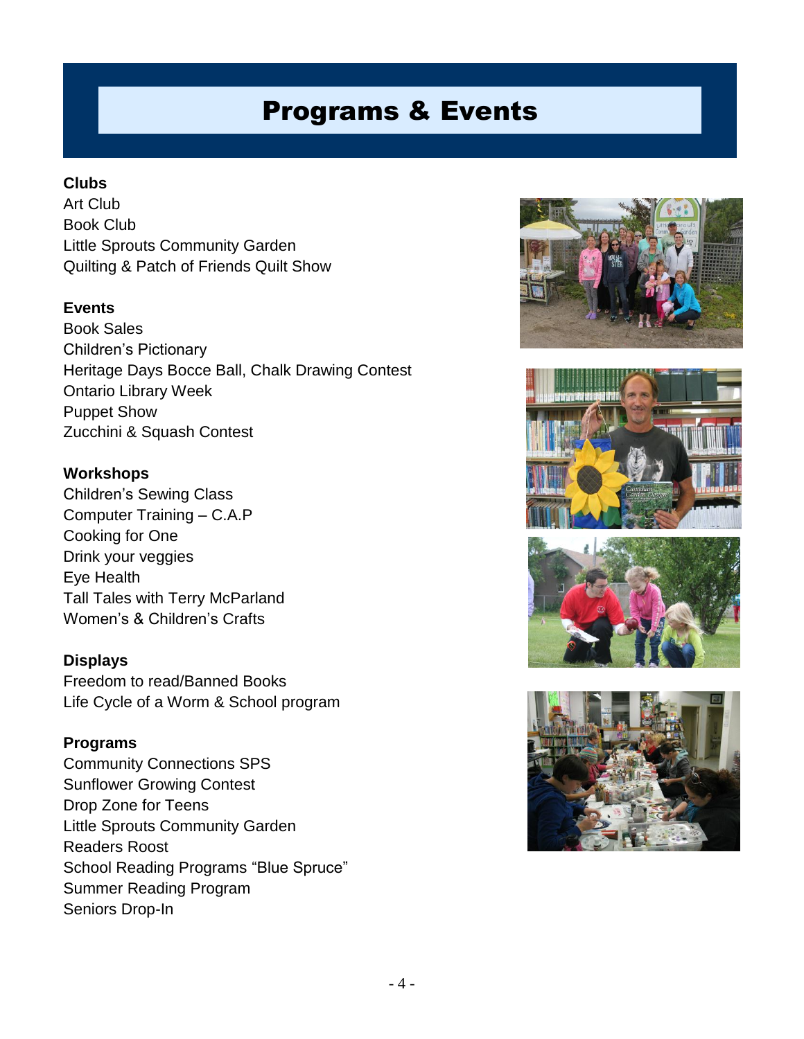# Programs & Events

**Clubs**
Art Club
Book Club
Little Sprouts Community Garden
Quilting & Patch of Friends Quilt Show

**Events**
Book Sales
Children's Pictionary
Heritage Days Bocce Ball, Chalk Drawing Contest
Ontario Library Week
Puppet Show
Zucchini & Squash Contest

**Workshops**
Children's Sewing Class
Computer Training – C.A.P
Cooking for One
Drink your veggies
Eye Health
Tall Tales with Terry McParland
Women's & Children's Crafts

**Displays**
Freedom to read/Banned Books
Life Cycle of a Worm & School program

**Programs**
Community Connections SPS
Sunflower Growing Contest
Drop Zone for Teens
Little Sprouts Community Garden
Readers Roost
School Reading Programs "Blue Spruce"
Summer Reading Program
Seniors Drop-In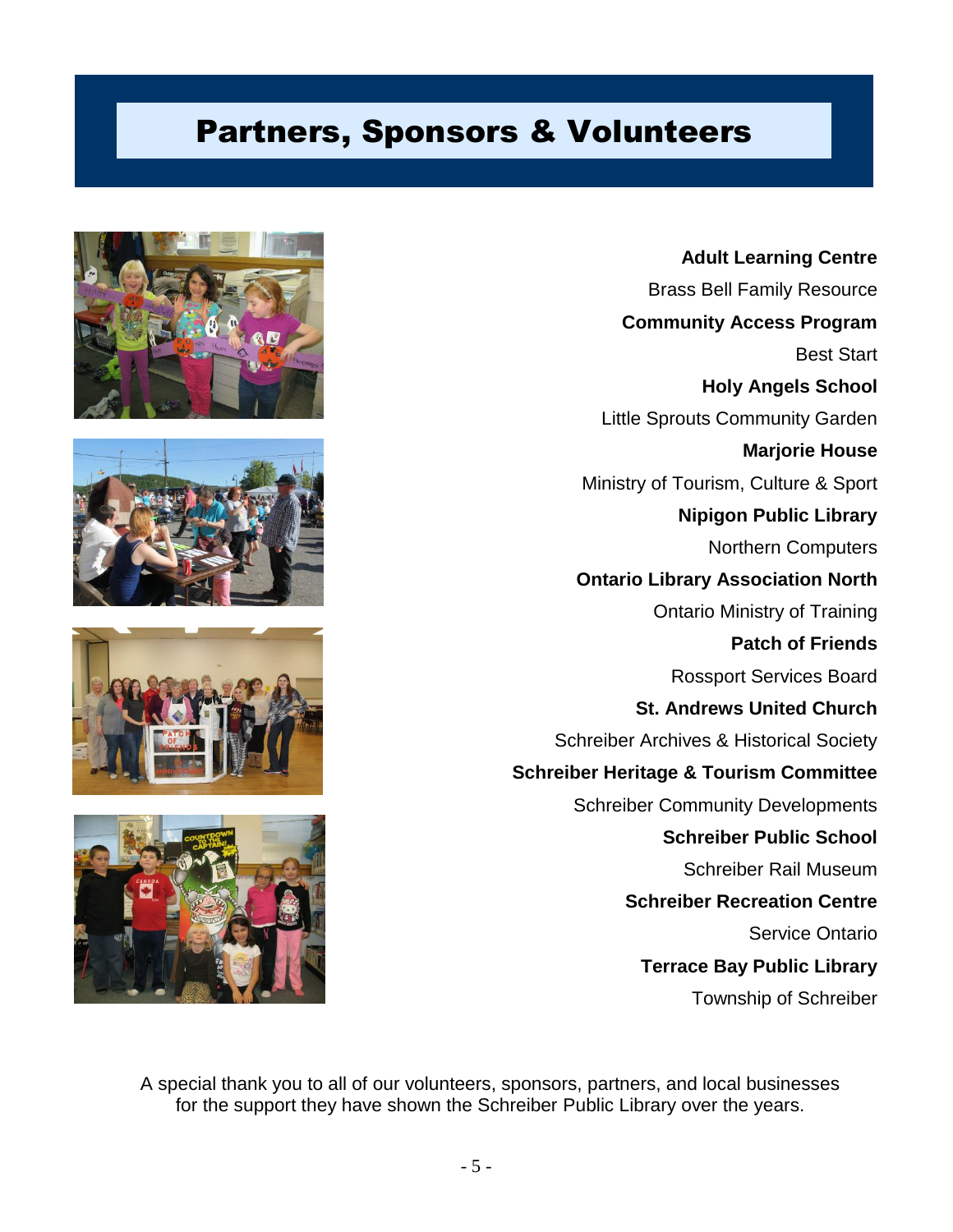# Partners, Sponsors & Volunteers

**Adult Learning Centre**
Brass Bell Family Resource
**Community Access Program**
Best Start
**Holy Angels School**
Little Sprouts Community Garden
**Marjorie House**
Ministry of Tourism, Culture & Sport
**Nipigon Public Library**
Northern Computers
**Ontario Library Association North**
Ontario Ministry of Training
**Patch of Friends**
Rossport Services Board
**St. Andrews United Church**
Schreiber Archives & Historical Society
**Schreiber Heritage & Tourism Committee**
Schreiber Community Developments
**Schreiber Public School**
Schreiber Rail Museum
**Schreiber Recreation Centre**
Service Ontario
**Terrace Bay Public Library**
Township of Schreiber

A special thank you to all of our volunteers, sponsors, partners, and local businesses for the support they have shown the Schreiber Public Library over the years.